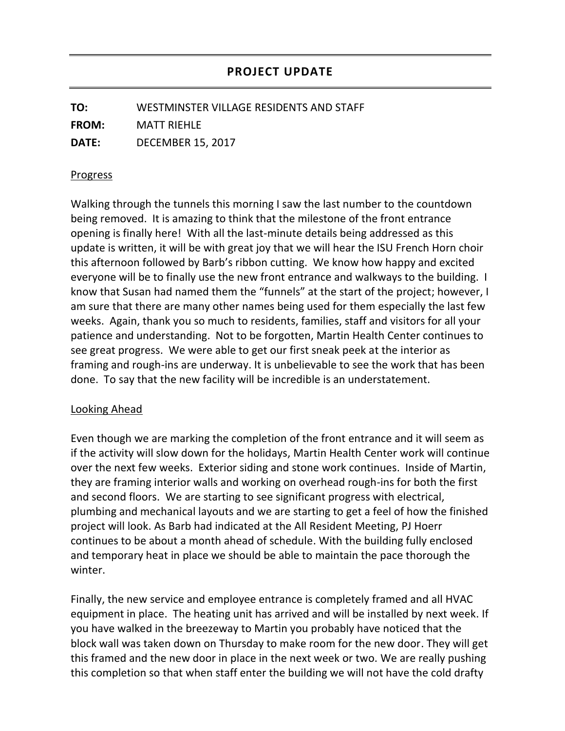## PROJECT UPDATE

**TO:** WESTMINSTER VILLAGE RESIDENTS AND STAFF

**FROM:** MATT RIEHLE

**DATE:** DECEMBER 15, 2017

### Progress

Walking through the tunnels this morning I saw the last number to the countdown being removed. It is amazing to think that the milestone of the front entrance opening is finally here! With all the last-minute details being addressed as this update is written, it will be with great joy that we will hear the ISU French Horn choir this afternoon followed by Barb's ribbon cutting. We know how happy and excited everyone will be to finally use the new front entrance and walkways to the building. I know that Susan had named them the "funnels" at the start of the project; however, I am sure that there are many other names being used for them especially the last few weeks. Again, thank you so much to residents, families, staff and visitors for all your patience and understanding. Not to be forgotten, Martin Health Center continues to see great progress. We were able to get our first sneak peek at the interior as framing and rough-ins are underway. It is unbelievable to see the work that has been done. To say that the new facility will be incredible is an understatement.

### Looking Ahead

Even though we are marking the completion of the front entrance and it will seem as if the activity will slow down for the holidays, Martin Health Center work will continue over the next few weeks. Exterior siding and stone work continues. Inside of Martin, they are framing interior walls and working on overhead rough-ins for both the first and second floors. We are starting to see significant progress with electrical, plumbing and mechanical layouts and we are starting to get a feel of how the finished project will look. As Barb had indicated at the All Resident Meeting, PJ Hoerr continues to be about a month ahead of schedule. With the building fully enclosed and temporary heat in place we should be able to maintain the pace thorough the winter.

Finally, the new service and employee entrance is completely framed and all HVAC equipment in place. The heating unit has arrived and will be installed by next week. If you have walked in the breezeway to Martin you probably have noticed that the block wall was taken down on Thursday to make room for the new door. They will get this framed and the new door in place in the next week or two. We are really pushing this completion so that when staff enter the building we will not have the cold drafty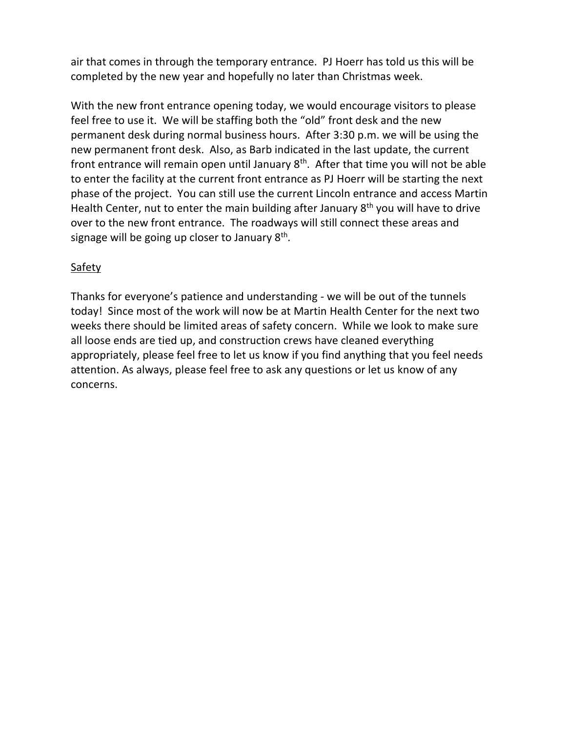air that comes in through the temporary entrance. PJ Hoerr has told us this will be completed by the new year and hopefully no later than Christmas week.

With the new front entrance opening today, we would encourage visitors to please feel free to use it. We will be staffing both the "old" front desk and the new permanent desk during normal business hours. After 3:30 p.m. we will be using the new permanent front desk. Also, as Barb indicated in the last update, the current front entrance will remain open until January 8th. After that time you will not be able to enter the facility at the current front entrance as PJ Hoerr will be starting the next phase of the project. You can still use the current Lincoln entrance and access Martin Health Center, nut to enter the main building after January 8th you will have to drive over to the new front entrance. The roadways will still connect these areas and signage will be going up closer to January 8th.

Safety

Thanks for everyone's patience and understanding - we will be out of the tunnels today! Since most of the work will now be at Martin Health Center for the next two weeks there should be limited areas of safety concern. While we look to make sure all loose ends are tied up, and construction crews have cleaned everything appropriately, please feel free to let us know if you find anything that you feel needs attention. As always, please feel free to ask any questions or let us know of any concerns.